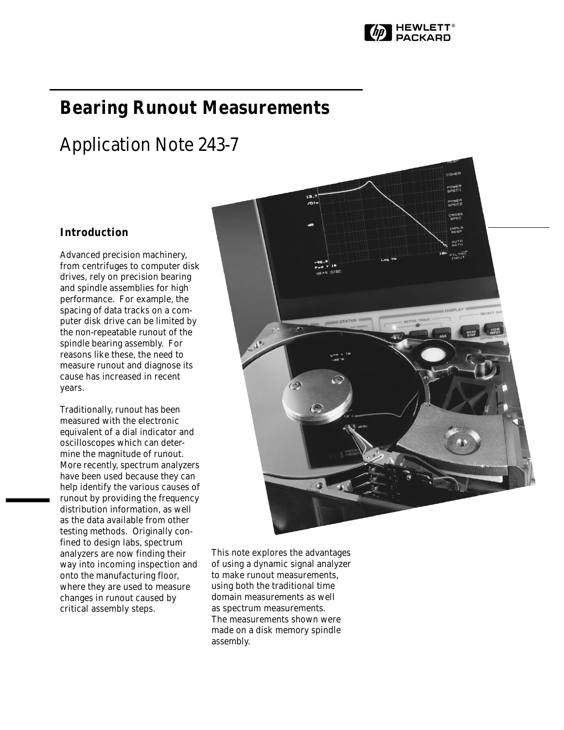# Bearing Runout Measurements

## Application Note 243-7

### Introduction

Advanced precision machinery, from centrifuges to computer disk drives, rely on precision bearing and spindle assemblies for high performance. For example, the spacing of data tracks on a computer disk drive can be limited by the non-repeatable runout of the spindle bearing assembly. For reasons like these, the need to measure runout and diagnose its cause has increased in recent years.

Traditionally, runout has been measured with the electronic equivalent of a dial indicator and oscilloscopes which can determine the magnitude of runout. More recently, spectrum analyzers have been used because they can help identify the various causes of runout by providing the frequency distribution information, as well as the data available from other testing methods. Originally confined to design labs, spectrum analyzers are now finding their way into incoming inspection and onto the manufacturing floor, where they are used to measure changes in runout caused by critical assembly steps.

This note explores the advantages of using a dynamic signal analyzer to make runout measurements, using both the traditional time domain measurements as well as spectrum measurements. The measurements shown were made on a disk memory spindle assembly.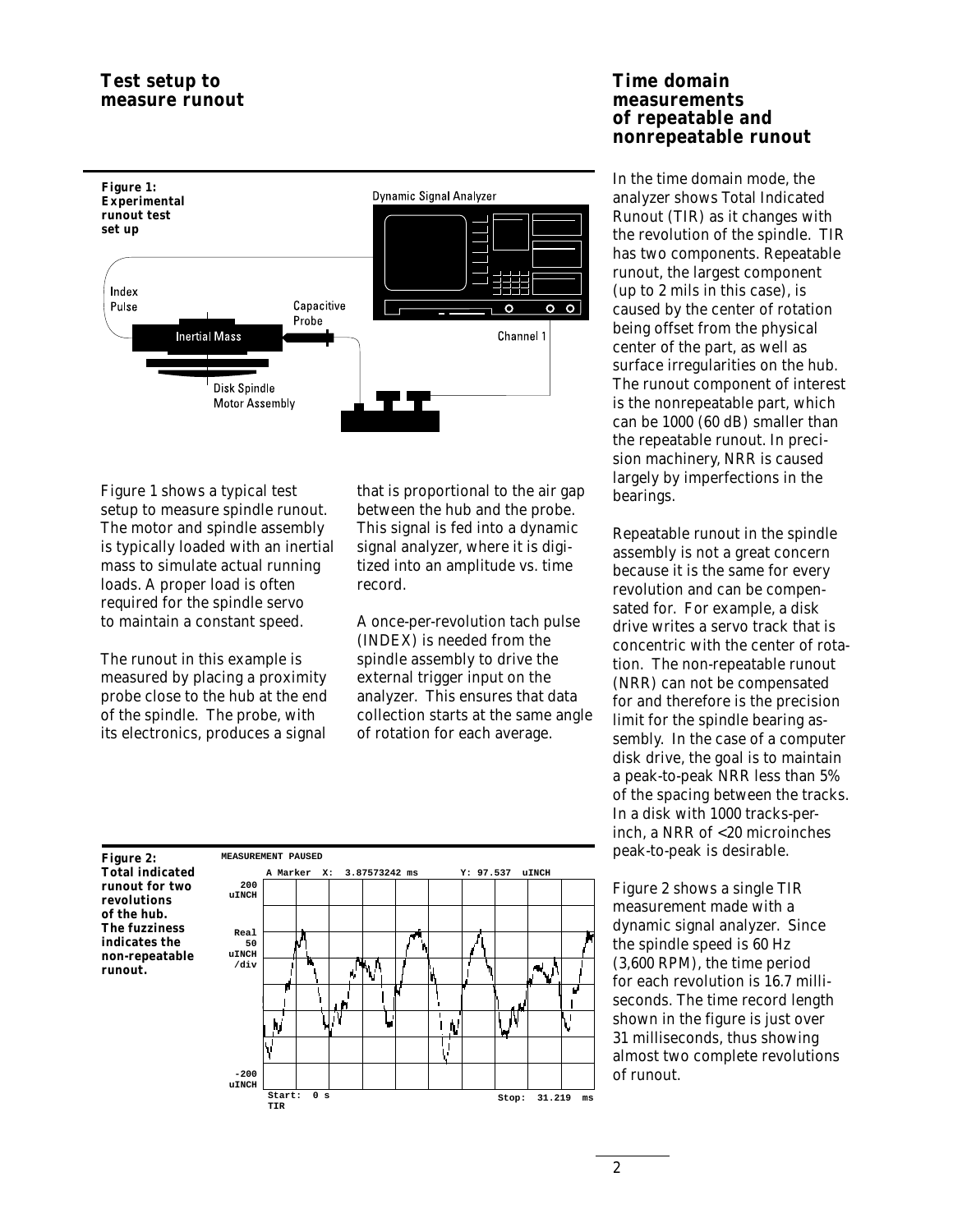## Test setup to measure runout

**Figure 1: Experimental runout test set up**

Figure 1 shows a typical test setup to measure spindle runout. The motor and spindle assembly is typically loaded with an inertial mass to simulate actual running loads. A proper load is often required for the spindle servo to maintain a constant speed.

The runout in this example is measured by placing a proximity probe close to the hub at the end of the spindle. The probe, with its electronics, produces a signal that is proportional to the air gap between the hub and the probe. This signal is fed into a dynamic signal analyzer, where it is digitized into an amplitude vs. time record.

A once-per-revolution tach pulse (INDEX) is needed from the spindle assembly to drive the external trigger input on the analyzer. This ensures that data collection starts at the same angle of rotation for each average.

**Figure 2: Total indicated runout for two revolutions of the hub. The fuzziness indicates the non-repeatable runout.**

## Time domain measurements of repeatable and nonrepeatable runout

In the time domain mode, the analyzer shows Total Indicated Runout (TIR) as it changes with the revolution of the spindle. TIR has two components. Repeatable runout, the largest component (up to 2 mils in this case), is caused by the center of rotation being offset from the physical center of the part, as well as surface irregularities on the hub. The runout component of interest is the nonrepeatable part, which can be 1000 (60 dB) smaller than the repeatable runout. In precision machinery, NRR is caused largely by imperfections in the bearings.

Repeatable runout in the spindle assembly is not a great concern because it is the same for every revolution and can be compensated for. For example, a disk drive writes a servo track that is concentric with the center of rotation. The non-repeatable runout (NRR) can not be compensated for and therefore is the precision limit for the spindle bearing assembly. In the case of a computer disk drive, the goal is to maintain a peak-to-peak NRR less than 5% of the spacing between the tracks. In a disk with 1000 tracks-per-inch, a NRR of <20 microinches peak-to-peak is desirable.

Figure 2 shows a single TIR measurement made with a dynamic signal analyzer. Since the spindle speed is 60 Hz (3,600 RPM), the time period for each revolution is 16.7 milliseconds. The time record length shown in the figure is just over 31 milliseconds, thus showing almost two complete revolutions of runout.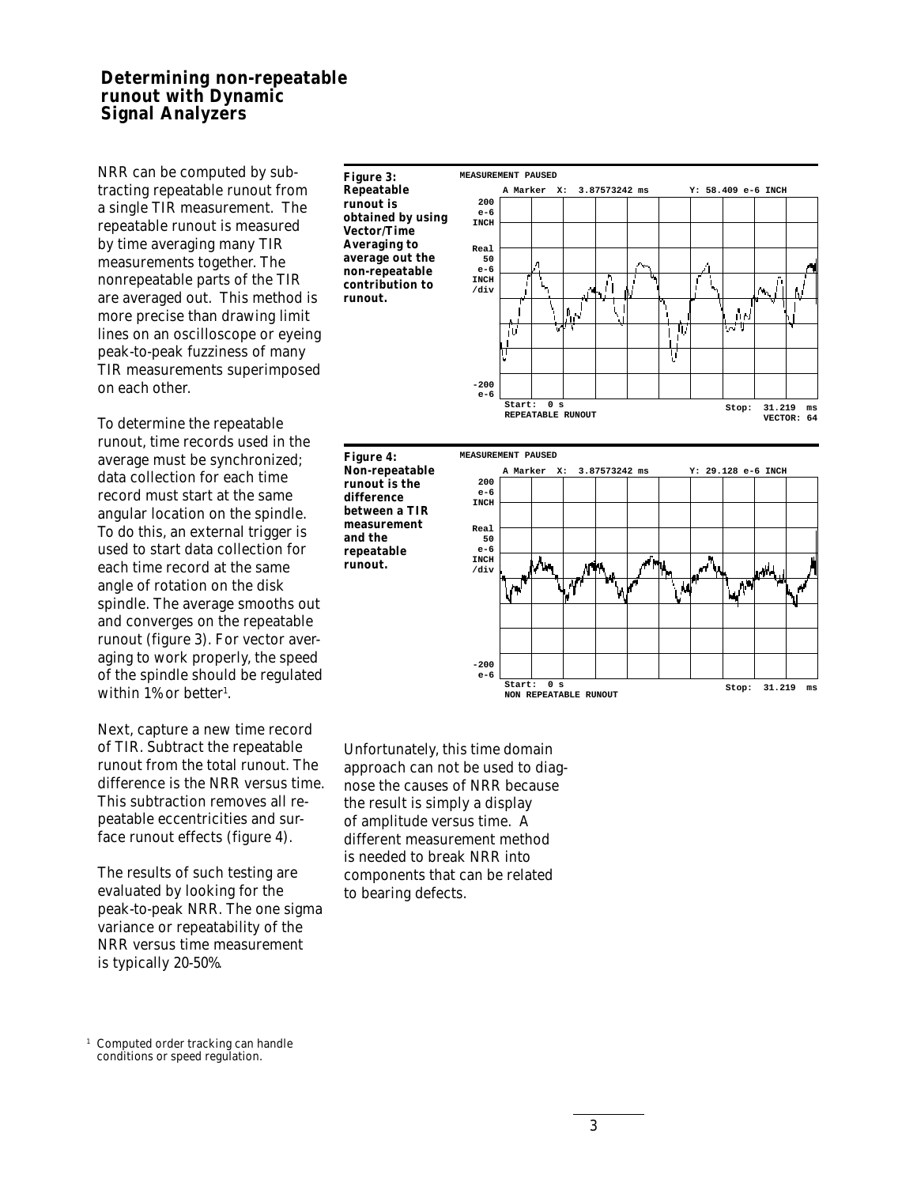## Determining non-repeatable runout with Dynamic Signal Analyzers

NRR can be computed by subtracting repeatable runout from a single TIR measurement. The repeatable runout is measured by time averaging many TIR measurements together. The nonrepeatable parts of the TIR are averaged out. This method is more precise than drawing limit lines on an oscilloscope or eyeing peak-to-peak fuzziness of many TIR measurements superimposed on each other.

To determine the repeatable runout, time records used in the average must be synchronized; data collection for each time record must start at the same angular location on the spindle. To do this, an external trigger is used to start data collection for each time record at the same angle of rotation on the disk spindle. The average smooths out and converges on the repeatable runout (figure 3). For vector averaging to work properly, the speed of the spindle should be regulated within 1% or better[1].

Next, capture a new time record of TIR. Subtract the repeatable runout from the total runout. The difference is the NRR versus time. This subtraction removes all repeatable eccentricities and surface runout effects (figure 4).

The results of such testing are evaluated by looking for the peak-to-peak NRR. The one sigma variance or repeatability of the NRR versus time measurement is typically 20-50%.

**Figure 3: Repeatable runout is obtained by using Vector/Time Averaging to average out the non-repeatable contribution to runout.**

**Figure 4: Non-repeatable runout is the difference between a TIR measurement and the repeatable runout.**

Unfortunately, this time domain approach can not be used to diagnose the causes of NRR because the result is simply a display of amplitude versus time. A different measurement method is needed to break NRR into components that can be related to bearing defects.

[1] Computed order tracking can handle conditions or speed regulation.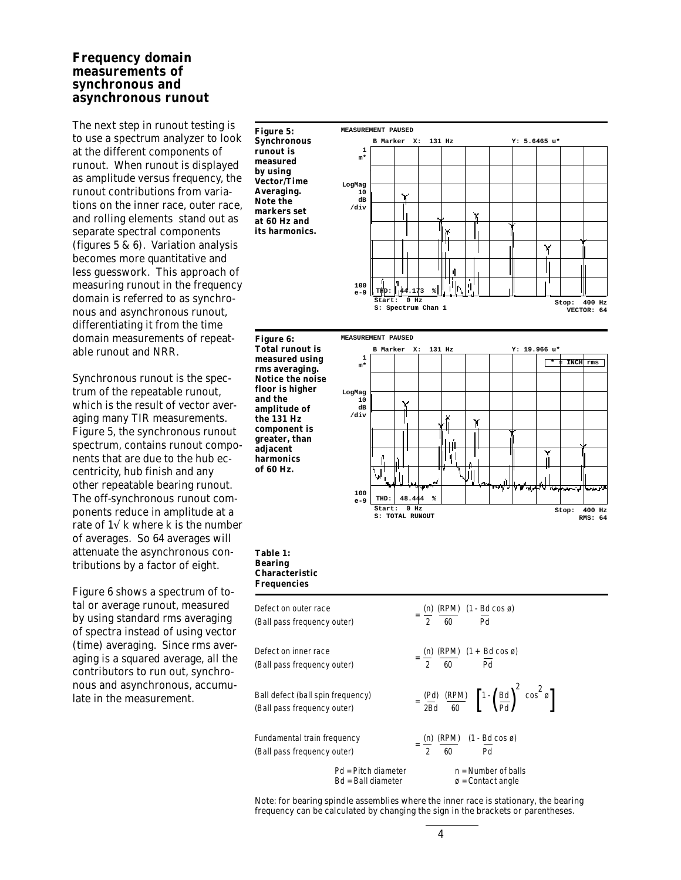## Frequency domain measurements of synchronous and asynchronous runout

The next step in runout testing is to use a spectrum analyzer to look at the different components of runout. When runout is displayed as amplitude versus frequency, the runout contributions from variations on the inner race, outer race, and rolling elements stand out as separate spectral components (figures 5 & 6). Variation analysis becomes more quantitative and less guesswork. This approach of measuring runout in the frequency domain is referred to as synchronous and asynchronous runout, differentiating it from the time domain measurements of repeatable runout and NRR.

Synchronous runout is the spectrum of the repeatable runout, which is the result of vector averaging many TIR measurements. Figure 5, the synchronous runout spectrum, contains runout components that are due to the hub eccentricity, hub finish and any other repeatable bearing runout. The off-synchronous runout components reduce in amplitude at a rate of $1\sqrt{k}$ where k is the number of averages. So 64 averages will attenuate the asynchronous contributions by a factor of eight.

Figure 6 shows a spectrum of total or average runout, measured by using standard rms averaging of spectra instead of using vector (time) averaging. Since rms averaging is a squared average, all the contributors to run out, synchronous and asynchronous, accumulate in the measurement.

**Figure 5: Synchronous runout is measured by using Vector/Time Averaging. Note the markers set at 60 Hz and its harmonics.**

**Figure 6: Total runout is measured using rms averaging. Notice the noise floor is higher and the amplitude of the 131 Hz component is greater, than adjacent harmonics of 60 Hz.**

**Table 1: Bearing Characteristic Frequencies**

| | |
|---|---|
| Defect on outer race (Ball pass frequency outer) | $= \frac{(n)}{2} \frac{(RPM)}{60} \left(1 - \frac{Bd}{Pd} \cos ø\right)$ |
| Defect on inner race (Ball pass frequency outer) | $= \frac{(n)}{2} \frac{(RPM)}{60} \left(1 + \frac{Bd}{Pd} \cos ø\right)$ |
| Ball defect (ball spin frequency) (Ball pass frequency outer) | $= \frac{(Pd)}{2Bd} \frac{(RPM)}{60} \left[1 - \left(\frac{Bd}{Pd}\right)^2 \cos^2 ø\right]$ |
| Fundamental train frequency (Ball pass frequency outer) | $= \frac{(n)}{2} \frac{(RPM)}{60} \left(1 - \frac{Bd}{Pd} \cos ø\right)$ |

Pd = Pitch diameter  n = Number of balls
Bd = Ball diameter  ø = Contact angle

Note: for bearing spindle assemblies where the inner race is stationary, the bearing frequency can be calculated by changing the sign in the brackets or parentheses.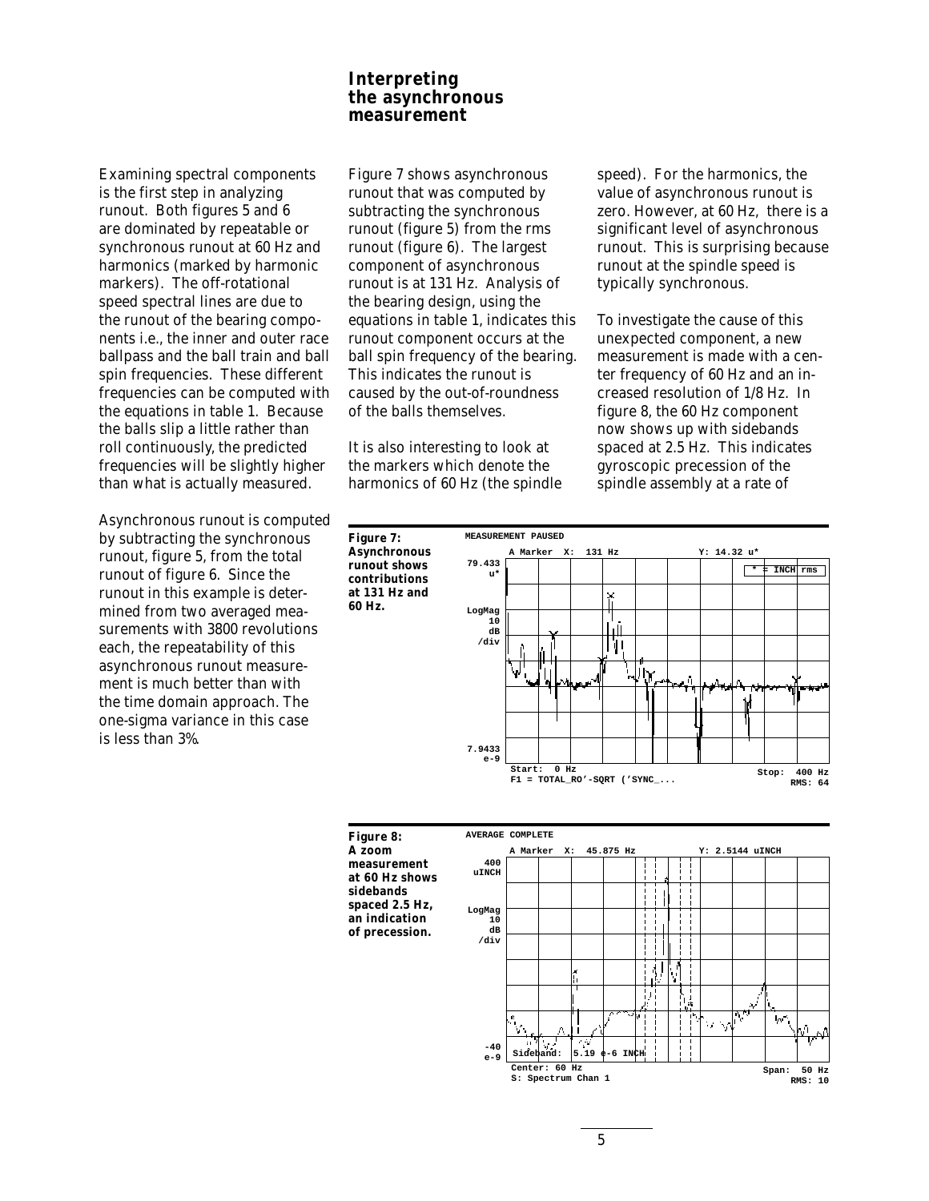## Interpreting the asynchronous measurement

Examining spectral components is the first step in analyzing runout. Both figures 5 and 6 are dominated by repeatable or synchronous runout at 60 Hz and harmonics (marked by harmonic markers). The off-rotational speed spectral lines are due to the runout of the bearing components i.e., the inner and outer race ballpass and the ball train and ball spin frequencies. These different frequencies can be computed with the equations in table 1. Because the balls slip a little rather than roll continuously, the predicted frequencies will be slightly higher than what is actually measured.

Asynchronous runout is computed by subtracting the synchronous runout, figure 5, from the total runout of figure 6. Since the runout in this example is determined from two averaged measurements with 3800 revolutions each, the repeatability of this asynchronous runout measurement is much better than with the time domain approach. The one-sigma variance in this case is less than 3%.

Figure 7 shows asynchronous runout that was computed by subtracting the synchronous runout (figure 5) from the rms runout (figure 6). The largest component of asynchronous runout is at 131 Hz. Analysis of the bearing design, using the equations in table 1, indicates this runout component occurs at the ball spin frequency of the bearing. This indicates the runout is caused by the out-of-roundness of the balls themselves.

It is also interesting to look at the markers which denote the harmonics of 60 Hz (the spindle speed). For the harmonics, the value of asynchronous runout is zero. However, at 60 Hz, there is a significant level of asynchronous runout. This is surprising because runout at the spindle speed is typically synchronous.

To investigate the cause of this unexpected component, a new measurement is made with a center frequency of 60 Hz and an increased resolution of 1/8 Hz. In figure 8, the 60 Hz component now shows up with sidebands spaced at 2.5 Hz. This indicates gyroscopic precession of the spindle assembly at a rate of

**Figure 7: Asynchronous runout shows contributions at 131 Hz and 60 Hz.**

**Figure 8: A zoom measurement at 60 Hz shows sidebands spaced 2.5 Hz, an indication of precession.**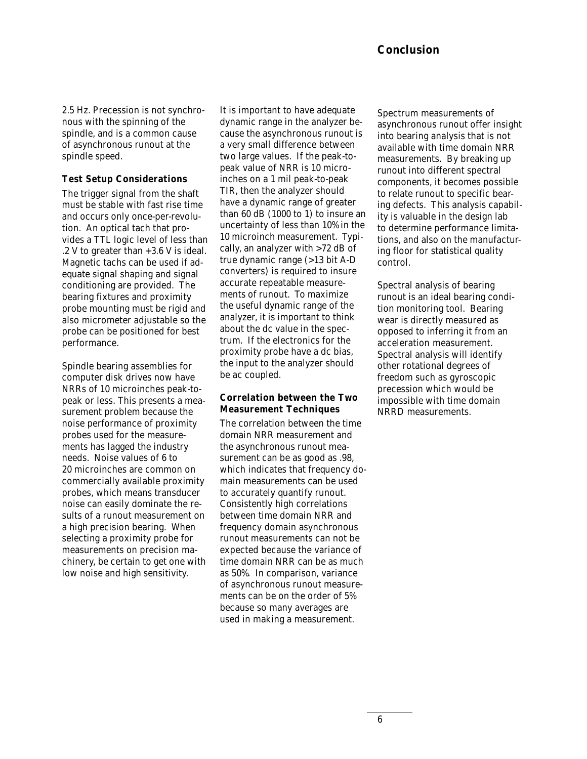2.5 Hz. Precession is not synchronous with the spinning of the spindle, and is a common cause of asynchronous runout at the spindle speed.

**Test Setup Considerations**

The trigger signal from the shaft must be stable with fast rise time and occurs only once-per-revolution. An optical tach that provides a TTL logic level of less than .2 V to greater than +3.6 V is ideal. Magnetic tachs can be used if adequate signal shaping and signal conditioning are provided. The bearing fixtures and proximity probe mounting must be rigid and also micrometer adjustable so the probe can be positioned for best performance.

Spindle bearing assemblies for computer disk drives now have NRRs of 10 microinches peak-to-peak or less. This presents a measurement problem because the noise performance of proximity probes used for the measurements has lagged the industry needs. Noise values of 6 to 20 microinches are common on commercially available proximity probes, which means transducer noise can easily dominate the results of a runout measurement on a high precision bearing. When selecting a proximity probe for measurements on precision machinery, be certain to get one with low noise and high sensitivity.

It is important to have adequate dynamic range in the analyzer because the asynchronous runout is a very small difference between two large values. If the peak-to-peak value of NRR is 10 microinches on a 1 mil peak-to-peak TIR, then the analyzer should have a dynamic range of greater than 60 dB (1000 to 1) to insure an uncertainty of less than 10% in the 10 microinch measurement. Typically, an analyzer with >72 dB of true dynamic range (>13 bit A-D converters) is required to insure accurate repeatable measurements of runout. To maximize the useful dynamic range of the analyzer, it is important to think about the dc value in the spectrum. If the electronics for the proximity probe have a dc bias, the input to the analyzer should be ac coupled.

**Correlation between the Two Measurement Techniques**

The correlation between the time domain NRR measurement and the asynchronous runout measurement can be as good as .98, which indicates that frequency domain measurements can be used to accurately quantify runout. Consistently high correlations between time domain NRR and frequency domain asynchronous runout measurements can not be expected because the variance of time domain NRR can be as much as 50%. In comparison, variance of asynchronous runout measurements can be on the order of 5% because so many averages are used in making a measurement.

## Conclusion

Spectrum measurements of asynchronous runout offer insight into bearing analysis that is not available with time domain NRR measurements. By breaking up runout into different spectral components, it becomes possible to relate runout to specific bearing defects. This analysis capability is valuable in the design lab to determine performance limitations, and also on the manufacturing floor for statistical quality control.

Spectral analysis of bearing runout is an ideal bearing condition monitoring tool. Bearing wear is directly measured as opposed to inferring it from an acceleration measurement. Spectral analysis will identify other rotational degrees of freedom such as gyroscopic precession which would be impossible with time domain NRRD measurements.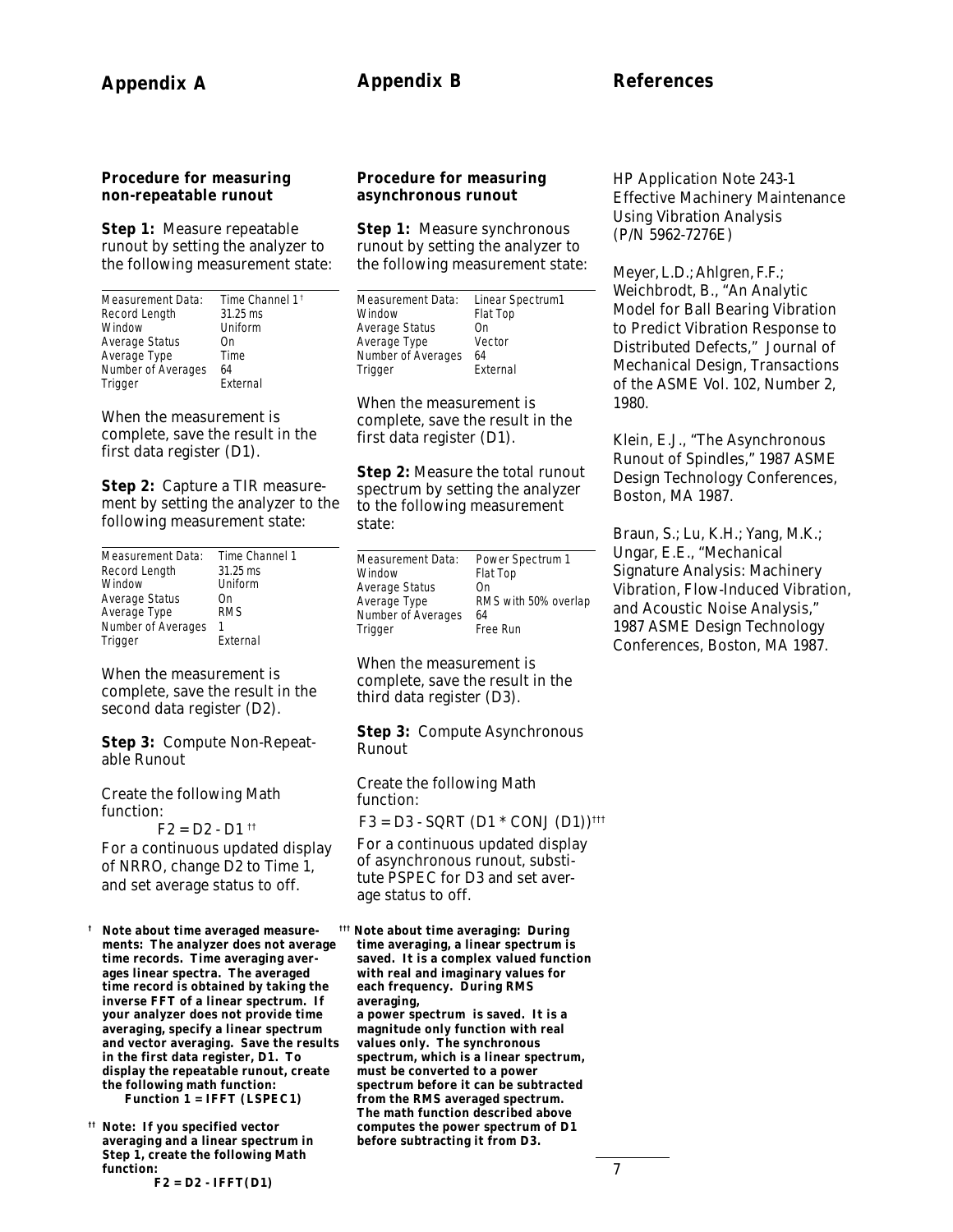## Appendix A

### Procedure for measuring non-repeatable runout

**Step 1:** Measure repeatable runout by setting the analyzer to the following measurement state:

| | |
|---|---|
| Measurement Data: | Time Channel 1 † |
| Record Length | 31.25 ms |
| Window | Uniform |
| Average Status | On |
| Average Type | Time |
| Number of Averages | 64 |
| Trigger | External |

When the measurement is complete, save the result in the first data register (D1).

**Step 2:** Capture a TIR measurement by setting the analyzer to the following measurement state:

| | |
|---|---|
| Measurement Data: | Time Channel 1 |
| Record Length | 31.25 ms |
| Window | Uniform |
| Average Status | On |
| Average Type | RMS |
| Number of Averages | 1 |
| Trigger | External |

When the measurement is complete, save the result in the second data register (D2).

**Step 3:** Compute Non-Repeatable Runout

Create the following Math function:

F2 = D2 - D1 ††

For a continuous updated display of NRRO, change D2 to Time 1, and set average status to off.

† **Note about time averaged measurements: The analyzer does not average time records. Time averaging averages linear spectra. The averaged time record is obtained by taking the inverse FFT of a linear spectrum. If your analyzer does not provide time averaging, specify a linear spectrum and vector averaging. Save the results in the first data register, D1. To display the repeatable runout, create the following math function:**
**Function 1 = IFFT (LSPEC1)**

†† **Note: If you specified vector averaging and a linear spectrum in Step 1, create the following Math function:**
**F2 = D2 - IFFT(D1)**

## Appendix B

### Procedure for measuring asynchronous runout

**Step 1:** Measure synchronous runout by setting the analyzer to the following measurement state:

| | |
|---|---|
| Measurement Data: | Linear Spectrum1 |
| Window | Flat Top |
| Average Status | On |
| Average Type | Vector |
| Number of Averages | 64 |
| Trigger | External |

When the measurement is complete, save the result in the first data register (D1).

**Step 2:** Measure the total runout spectrum by setting the analyzer to the following measurement state:

| | |
|---|---|
| Measurement Data: | Power Spectrum 1 |
| Window | Flat Top |
| Average Status | On |
| Average Type | RMS with 50% overlap |
| Number of Averages | 64 |
| Trigger | Free Run |

When the measurement is complete, save the result in the third data register (D3).

**Step 3:** Compute Asynchronous Runout

Create the following Math function:

F3 = D3 - SQRT (D1 * CONJ (D1))†††

For a continuous updated display of asynchronous runout, substitute PSPEC for D3 and set average status to off.

††† **Note about time averaging: During time averaging, a linear spectrum is saved. It is a complex valued function with real and imaginary values for each frequency. During RMS averaging, a power spectrum is saved. It is a magnitude only function with real values only. The synchronous spectrum, which is a linear spectrum, must be converted to a power spectrum before it can be subtracted from the RMS averaged spectrum. The math function described above computes the power spectrum of D1 before subtracting it from D3.**

## References

HP Application Note 243-1 Effective Machinery Maintenance Using Vibration Analysis (P/N 5962-7276E)

Meyer, L.D.; Ahlgren, F.F.; Weichbrodt, B., "An Analytic Model for Ball Bearing Vibration to Predict Vibration Response to Distributed Defects," Journal of Mechanical Design, Transactions of the ASME Vol. 102, Number 2, 1980.

Klein, E.J., "The Asynchronous Runout of Spindles," 1987 ASME Design Technology Conferences, Boston, MA 1987.

Braun, S.; Lu, K.H.; Yang, M.K.; Ungar, E.E., "Mechanical Signature Analysis: Machinery Vibration, Flow-Induced Vibration, and Acoustic Noise Analysis," 1987 ASME Design Technology Conferences, Boston, MA 1987.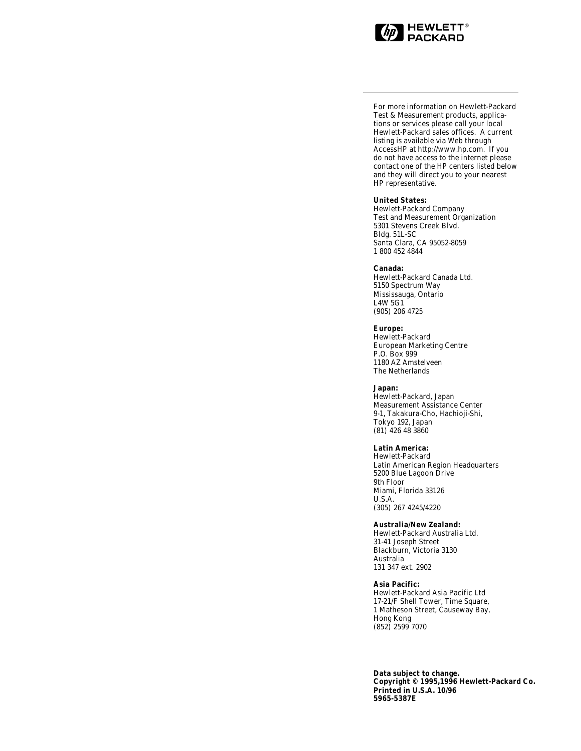For more information on Hewlett-Packard Test & Measurement products, applications or services please call your local Hewlett-Packard sales offices. A current listing is available via Web through AccessHP at http://www.hp.com. If you do not have access to the internet please contact one of the HP centers listed below and they will direct you to your nearest HP representative.

**United States:**
Hewlett-Packard Company
Test and Measurement Organization
5301 Stevens Creek Blvd.
Bldg. 51L-SC
Santa Clara, CA 95052-8059
1 800 452 4844

**Canada:**
Hewlett-Packard Canada Ltd.
5150 Spectrum Way
Mississauga, Ontario
L4W 5G1
(905) 206 4725

**Europe:**
Hewlett-Packard
European Marketing Centre
P.O. Box 999
1180 AZ Amstelveen
The Netherlands

**Japan:**
Hewlett-Packard, Japan
Measurement Assistance Center
9-1, Takakura-Cho, Hachioji-Shi,
Tokyo 192, Japan
(81) 426 48 3860

**Latin America:**
Hewlett-Packard
Latin American Region Headquarters
5200 Blue Lagoon Drive
9th Floor
Miami, Florida 33126
U.S.A.
(305) 267 4245/4220

**Australia/New Zealand:**
Hewlett-Packard Australia Ltd.
31-41 Joseph Street
Blackburn, Victoria 3130
Australia
131 347 ext. 2902

**Asia Pacific:**
Hewlett-Packard Asia Pacific Ltd
17-21/F Shell Tower, Time Square,
1 Matheson Street, Causeway Bay,
Hong Kong
(852) 2599 7070

**Data subject to change.**
**Copyright © 1995,1996 Hewlett-Packard Co.**
**Printed in U.S.A. 10/96**
**5965-5387E**